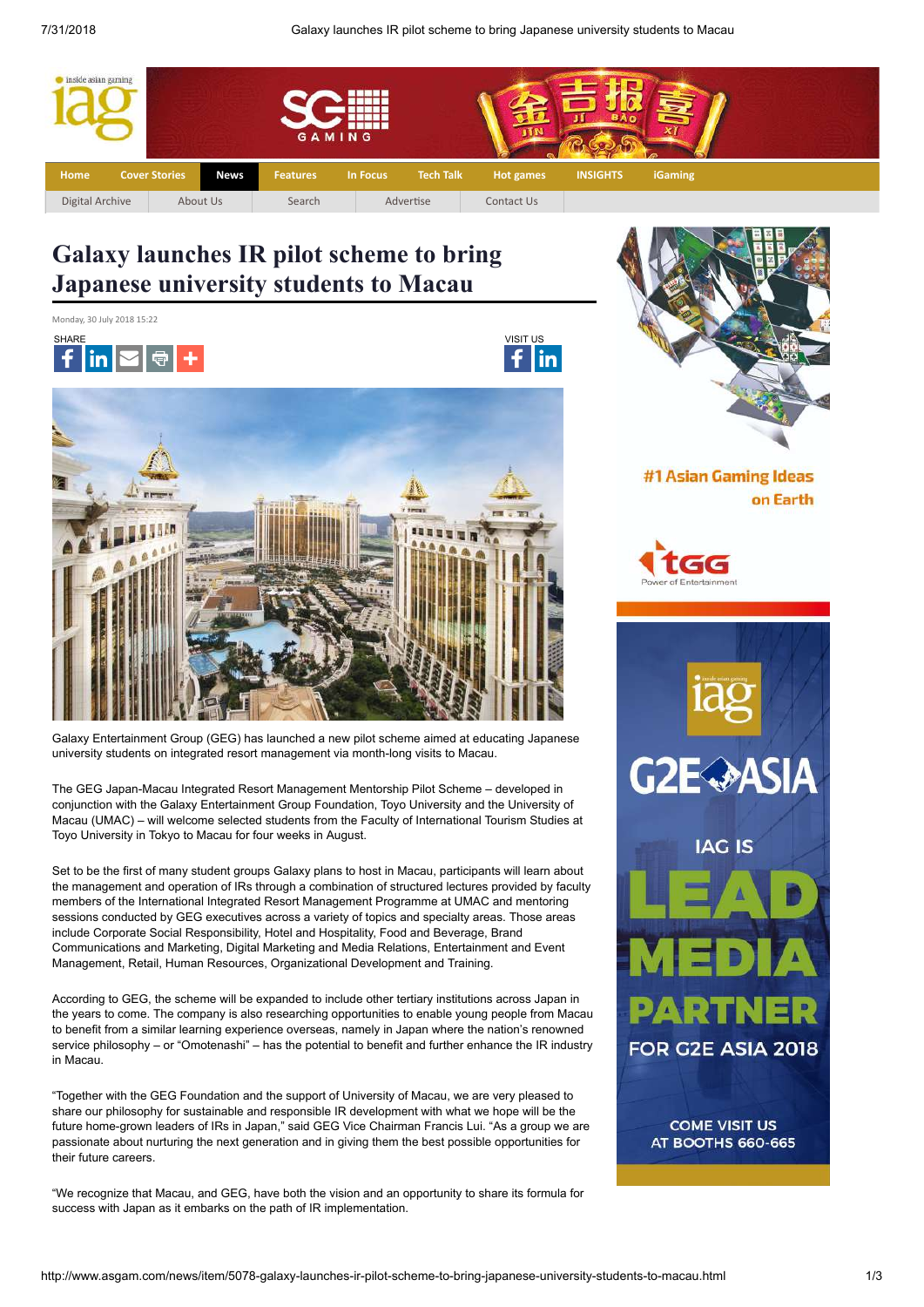# Galaxy launches IR pilot scheme to bring Japanese university students to Macau

Monday, 30 July 2018 15:22

Galaxy Entertainment Group (GEG) has launched a new pilot scheme aimed at educating Japanese university students on integrated resort management via month-long visits to Macau.

The GEG Japan-Macau Integrated Resort Management Mentorship Pilot Scheme – developed in conjunction with the Galaxy Entertainment Group Foundation, Toyo University and the University of Macau (UMAC) – will welcome selected students from the Faculty of International Tourism Studies at Toyo University in Tokyo to Macau for four weeks in August.

Set to be the first of many student groups Galaxy plans to host in Macau, participants will learn about the management and operation of IRs through a combination of structured lectures provided by faculty members of the International Integrated Resort Management Programme at UMAC and mentoring sessions conducted by GEG executives across a variety of topics and specialty areas. Those areas include Corporate Social Responsibility, Hotel and Hospitality, Food and Beverage, Brand Communications and Marketing, Digital Marketing and Media Relations, Entertainment and Event Management, Retail, Human Resources, Organizational Development and Training.

According to GEG, the scheme will be expanded to include other tertiary institutions across Japan in the years to come. The company is also researching opportunities to enable young people from Macau to benefit from a similar learning experience overseas, namely in Japan where the nation's renowned service philosophy – or "Omotenashi" – has the potential to benefit and further enhance the IR industry in Macau.

"Together with the GEG Foundation and the support of University of Macau, we are very pleased to share our philosophy for sustainable and responsible IR development with what we hope will be the future home-grown leaders of IRs in Japan," said GEG Vice Chairman Francis Lui. "As a group we are passionate about nurturing the next generation and in giving them the best possible opportunities for their future careers.

"We recognize that Macau, and GEG, have both the vision and an opportunity to share its formula for success with Japan as it embarks on the path of IR implementation.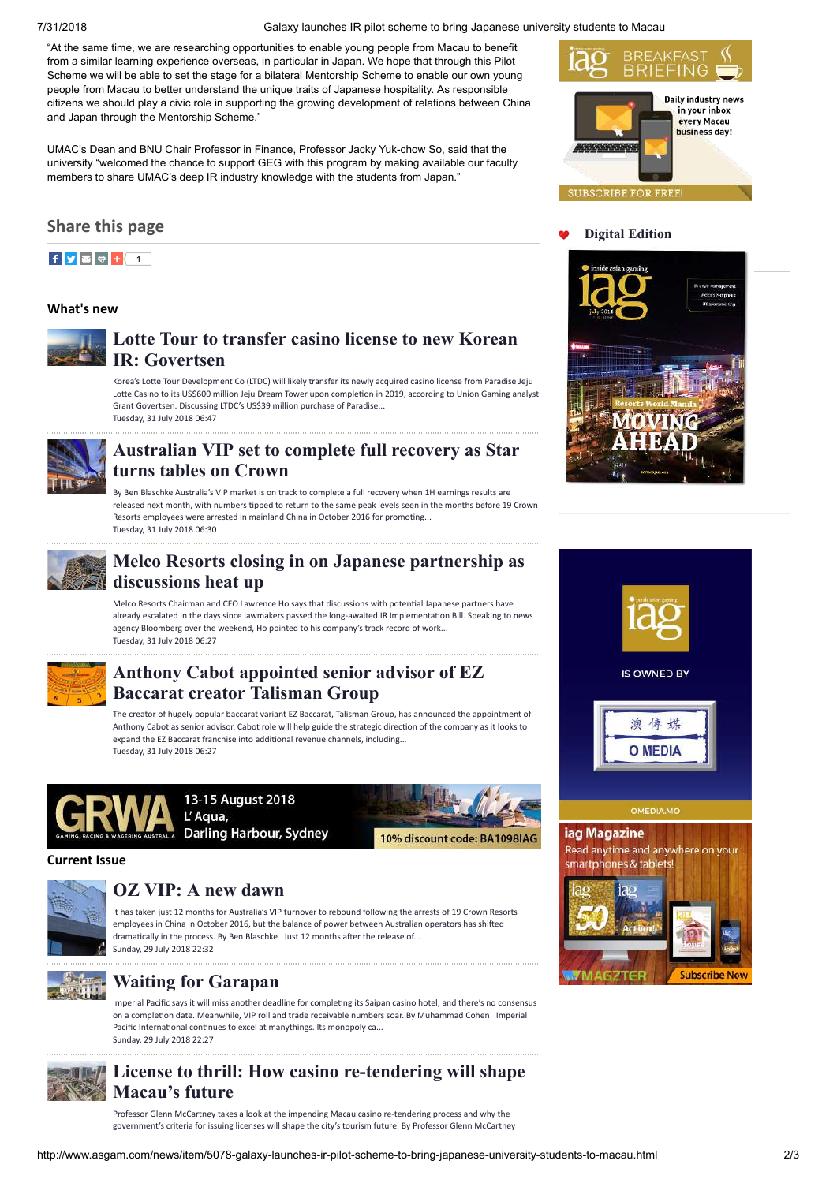"At the same time, we are researching opportunities to enable young people from Macau to benefit from a similar learning experience overseas, in particular in Japan. We hope that through this Pilot Scheme we will be able to set the stage for a bilateral Mentorship Scheme to enable our own young people from Macau to better understand the unique traits of Japanese hospitality. As responsible citizens we should play a civic role in supporting the growing development of relations between China and Japan through the Mentorship Scheme."

UMAC's Dean and BNU Chair Professor in Finance, Professor Jacky Yuk-chow So, said that the university "welcomed the chance to support GEG with this program by making available our faculty members to share UMAC's deep IR industry knowledge with the students from Japan."

## Share this page

## What's new

### Lotte Tour to transfer casino license to new Korean IR: Govertsen

Korea's Lotte Tour Development Co (LTDC) will likely transfer its newly acquired casino license from Paradise Jeju Lotte Casino to its US$600 million Jeju Dream Tower upon completion in 2019, according to Union Gaming analyst Grant Govertsen. Discussing LTDC's US$39 million purchase of Paradise...

Tuesday, 31 July 2018 06:47

### Australian VIP set to complete full recovery as Star turns tables on Crown

By Ben Blaschke Australia's VIP market is on track to complete a full recovery when 1H earnings results are released next month, with numbers tipped to return to the same peak levels seen in the months before 19 Crown Resorts employees were arrested in mainland China in October 2016 for promoting...

Tuesday, 31 July 2018 06:30

### Melco Resorts closing in on Japanese partnership as discussions heat up

Melco Resorts Chairman and CEO Lawrence Ho says that discussions with potential Japanese partners have already escalated in the days since lawmakers passed the long-awaited IR Implementation Bill. Speaking to news agency Bloomberg over the weekend, Ho pointed to his company's track record of work...

Tuesday, 31 July 2018 06:27

### Anthony Cabot appointed senior advisor of EZ Baccarat creator Talisman Group

The creator of hugely popular baccarat variant EZ Baccarat, Talisman Group, has announced the appointment of Anthony Cabot as senior advisor. Cabot role will help guide the strategic direction of the company as it looks to expand the EZ Baccarat franchise into additional revenue channels, including...

Tuesday, 31 July 2018 06:27

GRWA — Gaming, Racing & Wagering Australia — 13-15 August 2018, L'Aqua, Darling Harbour, Sydney — 10% discount code: BA1098IAG

## Current Issue

### OZ VIP: A new dawn

It has taken just 12 months for Australia's VIP turnover to rebound following the arrests of 19 Crown Resorts employees in China in October 2016, but the balance of power between Australian operators has shifted dramatically in the process. By Ben Blaschke Just 12 months after the release of...

Sunday, 29 July 2018 22:32

### Waiting for Garapan

Imperial Pacific says it will miss another deadline for completing its Saipan casino hotel, and there's no consensus on a completion date. Meanwhile, VIP roll and trade receivable numbers soar. By Muhammad Cohen Imperial Pacific International continues to excel at manythings. Its monopoly ca...

Sunday, 29 July 2018 22:27

### License to thrill: How casino re-tendering will shape Macau's future

Professor Glenn McCartney takes a look at the impending Macau casino re-tendering process and why the government's criteria for issuing licenses will shape the city's tourism future. By Professor Glenn McCartney

iag BREAKFAST BRIEFING — Daily industry news in your inbox every Macau business day! SUBSCRIBE FOR FREE!

## Digital Edition

iag is owned by 澳傳媒 O MEDIA — OMEDIA.MO

iag Magazine — Read anytime and anywhere on your smartphones & tablets! MAGZTER — Subscribe Now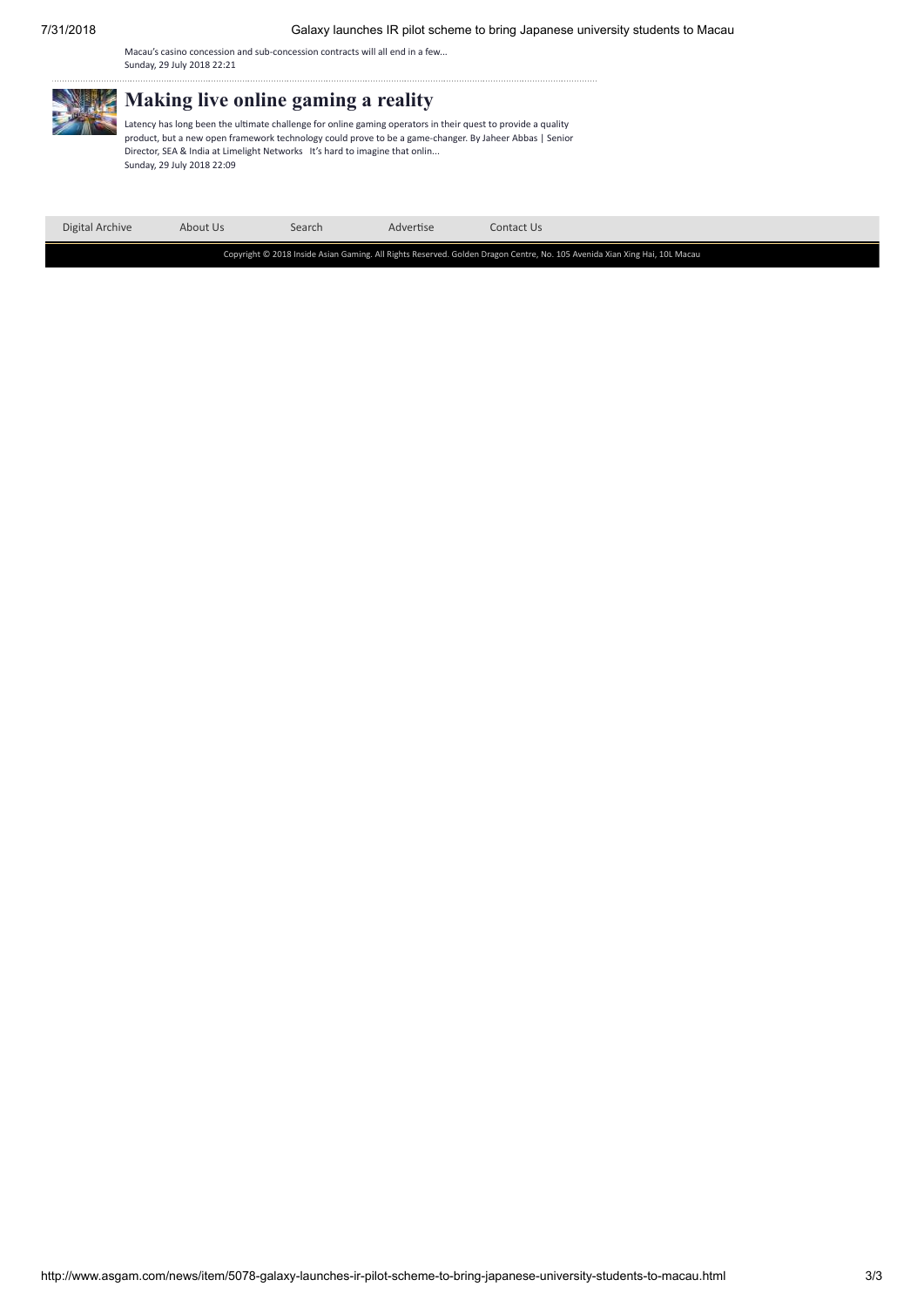Macau's casino concession and sub-concession contracts will all end in a few...
Sunday, 29 July 2018 22:21

## Making live online gaming a reality

Latency has long been the ultimate challenge for online gaming operators in their quest to provide a quality product, but a new open framework technology could prove to be a game-changer. By Jaheer Abbas | Senior Director, SEA & India at Limelight Networks It's hard to imagine that onlin...
Sunday, 29 July 2018 22:09

Digital Archive About Us Search Advertise Contact Us

Copyright © 2018 Inside Asian Gaming. All Rights Reserved. Golden Dragon Centre, No. 105 Avenida Xian Xing Hai, 10L Macau